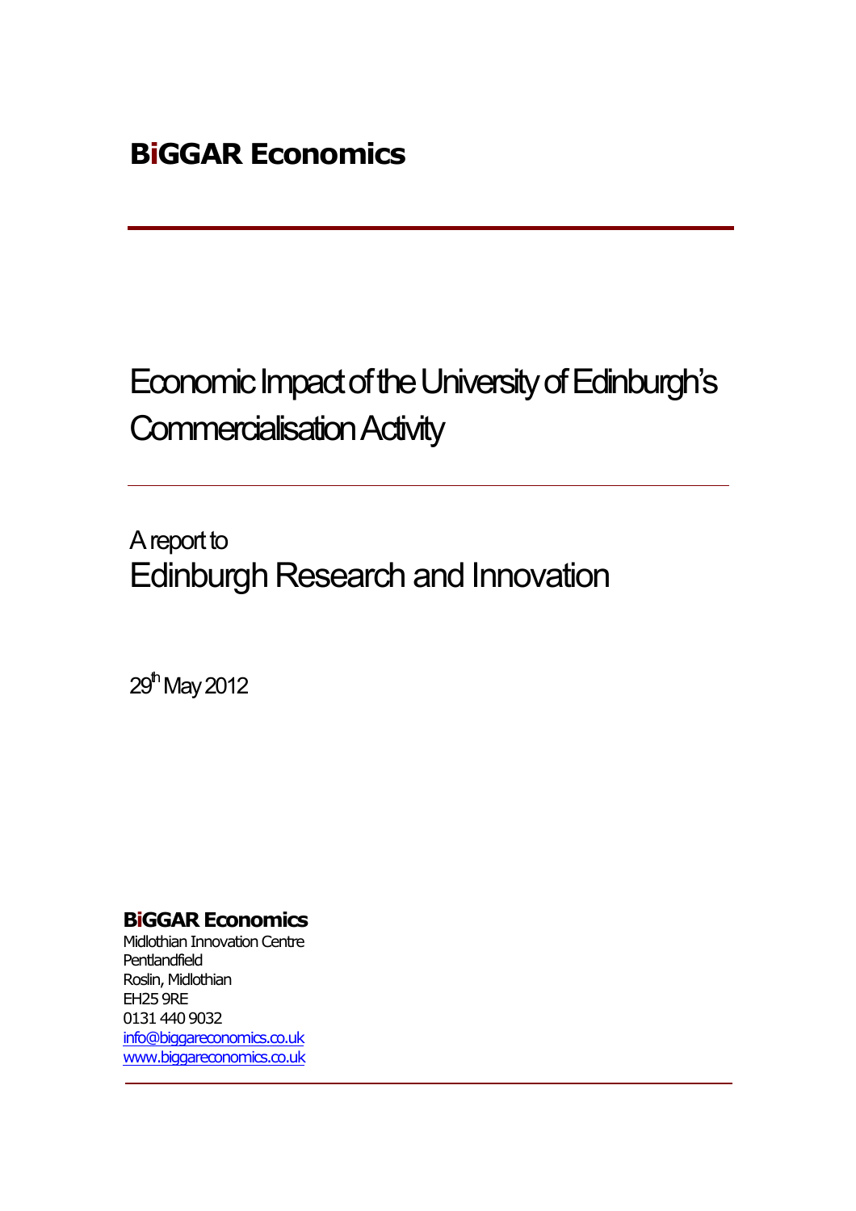**BiGGAR Economics**

# Economic Impact of the University of Edinburgh's Commercialisation Activity

A report to
## Edinburgh Research and Innovation

29th May 2012

**BiGGAR Economics**
Midlothian Innovation Centre
Pentlandfield
Roslin, Midlothian
EH25 9RE
0131 440 9032
info@biggareconomics.co.uk
www.biggareconomics.co.uk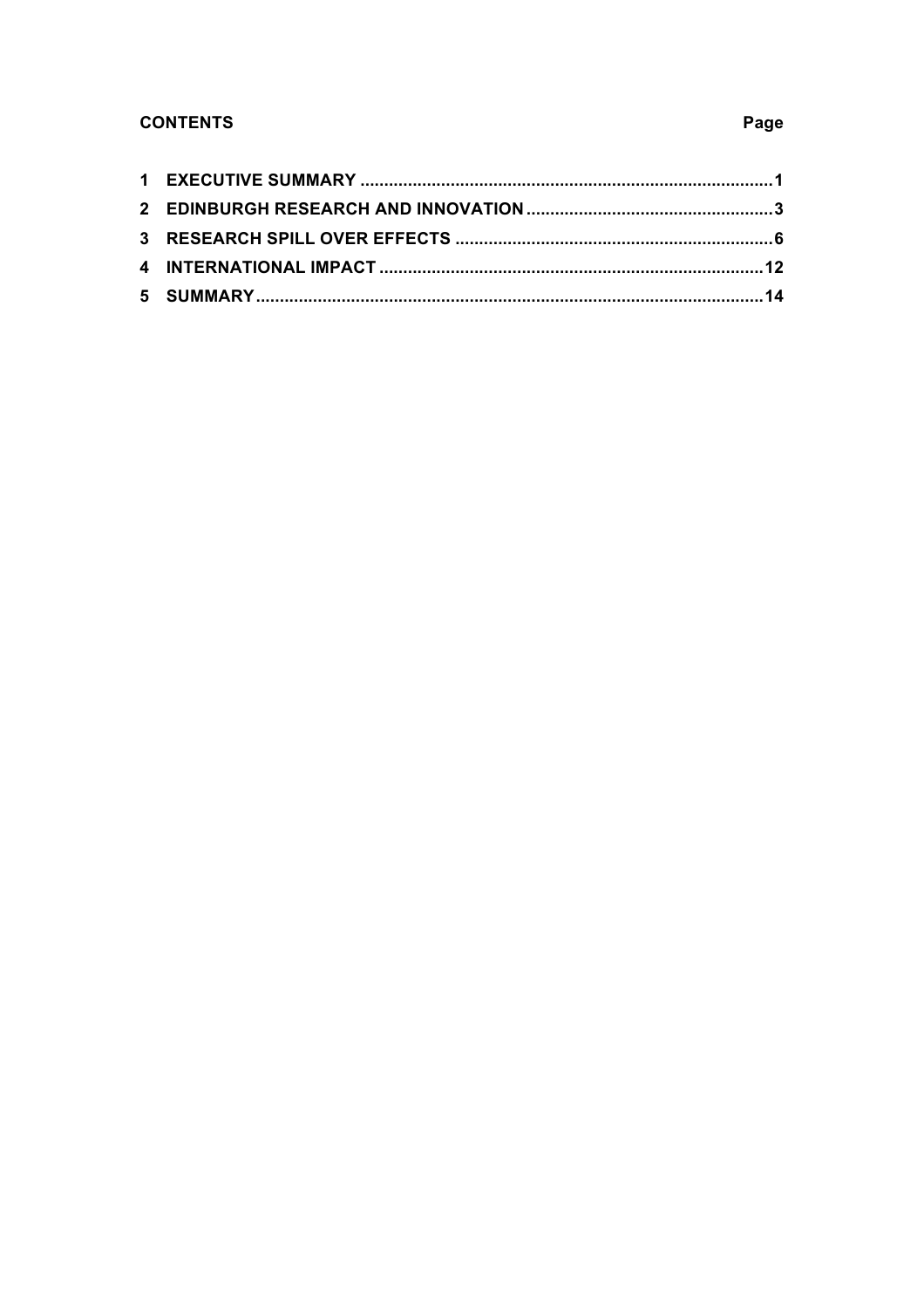**CONTENTS** **Page**

| | | |
|---|---|---|
| 1 | EXECUTIVE SUMMARY | 1 |
| 2 | EDINBURGH RESEARCH AND INNOVATION | 3 |
| 3 | RESEARCH SPILL OVER EFFECTS | 6 |
| 4 | INTERNATIONAL IMPACT | 12 |
| 5 | SUMMARY | 14 |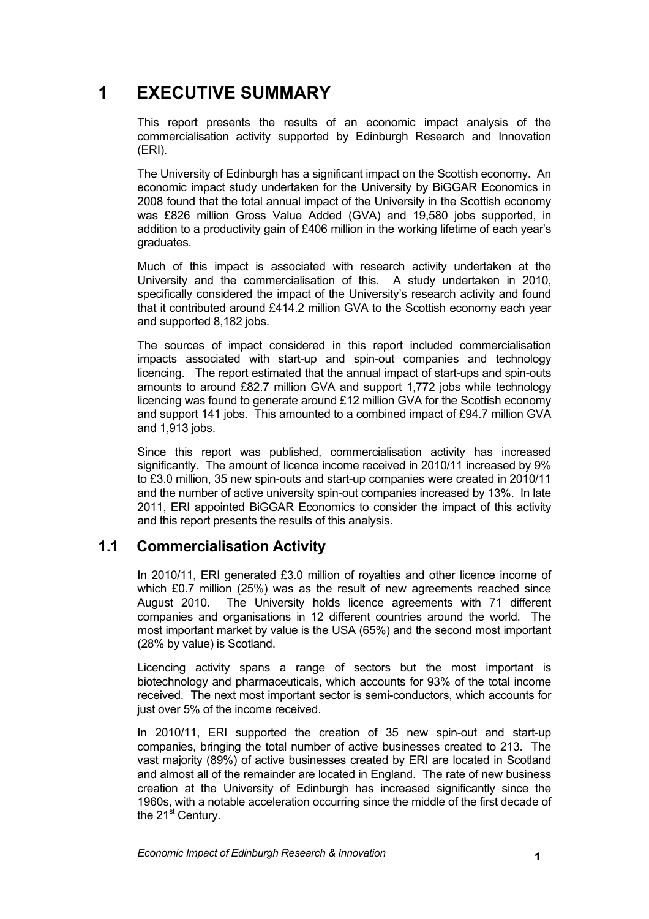# 1 EXECUTIVE SUMMARY

This report presents the results of an economic impact analysis of the commercialisation activity supported by Edinburgh Research and Innovation (ERI).

The University of Edinburgh has a significant impact on the Scottish economy. An economic impact study undertaken for the University by BiGGAR Economics in 2008 found that the total annual impact of the University in the Scottish economy was £826 million Gross Value Added (GVA) and 19,580 jobs supported, in addition to a productivity gain of £406 million in the working lifetime of each year's graduates.

Much of this impact is associated with research activity undertaken at the University and the commercialisation of this. A study undertaken in 2010, specifically considered the impact of the University's research activity and found that it contributed around £414.2 million GVA to the Scottish economy each year and supported 8,182 jobs.

The sources of impact considered in this report included commercialisation impacts associated with start-up and spin-out companies and technology licencing. The report estimated that the annual impact of start-ups and spin-outs amounts to around £82.7 million GVA and support 1,772 jobs while technology licencing was found to generate around £12 million GVA for the Scottish economy and support 141 jobs. This amounted to a combined impact of £94.7 million GVA and 1,913 jobs.

Since this report was published, commercialisation activity has increased significantly. The amount of licence income received in 2010/11 increased by 9% to £3.0 million, 35 new spin-outs and start-up companies were created in 2010/11 and the number of active university spin-out companies increased by 13%. In late 2011, ERI appointed BiGGAR Economics to consider the impact of this activity and this report presents the results of this analysis.

## 1.1 Commercialisation Activity

In 2010/11, ERI generated £3.0 million of royalties and other licence income of which £0.7 million (25%) was as the result of new agreements reached since August 2010. The University holds licence agreements with 71 different companies and organisations in 12 different countries around the world. The most important market by value is the USA (65%) and the second most important (28% by value) is Scotland.

Licencing activity spans a range of sectors but the most important is biotechnology and pharmaceuticals, which accounts for 93% of the total income received. The next most important sector is semi-conductors, which accounts for just over 5% of the income received.

In 2010/11, ERI supported the creation of 35 new spin-out and start-up companies, bringing the total number of active businesses created to 213. The vast majority (89%) of active businesses created by ERI are located in Scotland and almost all of the remainder are located in England. The rate of new business creation at the University of Edinburgh has increased significantly since the 1960s, with a notable acceleration occurring since the middle of the first decade of the 21st Century.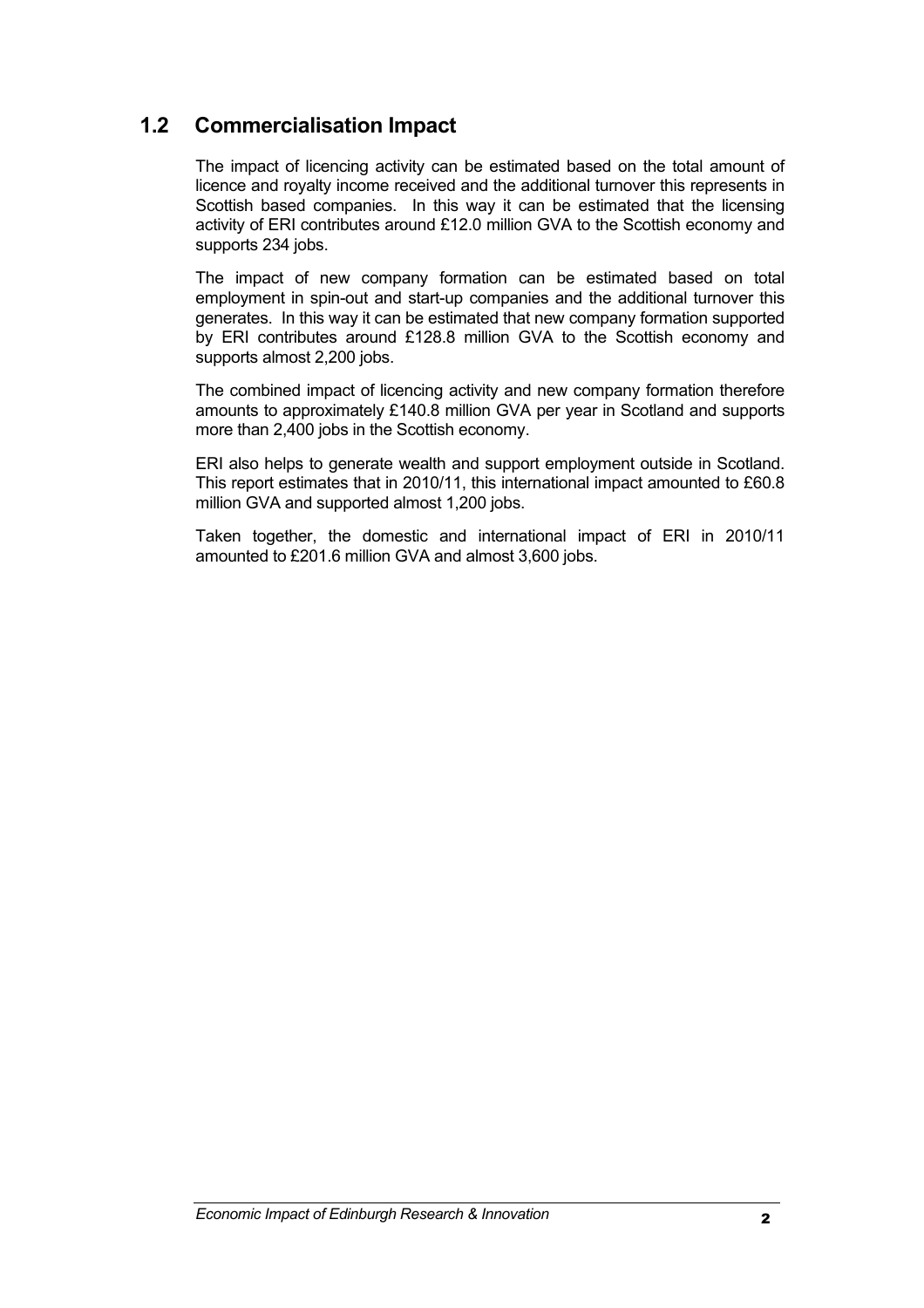## 1.2 Commercialisation Impact

The impact of licencing activity can be estimated based on the total amount of licence and royalty income received and the additional turnover this represents in Scottish based companies. In this way it can be estimated that the licensing activity of ERI contributes around £12.0 million GVA to the Scottish economy and supports 234 jobs.

The impact of new company formation can be estimated based on total employment in spin-out and start-up companies and the additional turnover this generates. In this way it can be estimated that new company formation supported by ERI contributes around £128.8 million GVA to the Scottish economy and supports almost 2,200 jobs.

The combined impact of licencing activity and new company formation therefore amounts to approximately £140.8 million GVA per year in Scotland and supports more than 2,400 jobs in the Scottish economy.

ERI also helps to generate wealth and support employment outside in Scotland. This report estimates that in 2010/11, this international impact amounted to £60.8 million GVA and supported almost 1,200 jobs.

Taken together, the domestic and international impact of ERI in 2010/11 amounted to £201.6 million GVA and almost 3,600 jobs.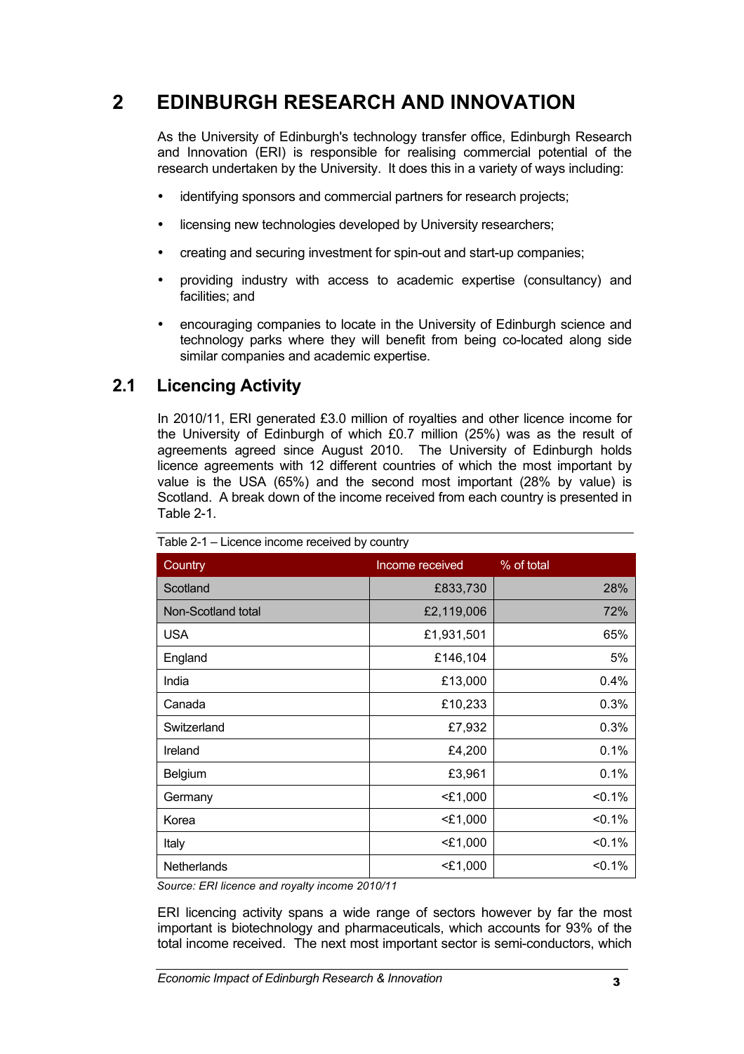# 2 EDINBURGH RESEARCH AND INNOVATION

As the University of Edinburgh's technology transfer office, Edinburgh Research and Innovation (ERI) is responsible for realising commercial potential of the research undertaken by the University. It does this in a variety of ways including:

- identifying sponsors and commercial partners for research projects;
- licensing new technologies developed by University researchers;
- creating and securing investment for spin-out and start-up companies;
- providing industry with access to academic expertise (consultancy) and facilities; and
- encouraging companies to locate in the University of Edinburgh science and technology parks where they will benefit from being co-located along side similar companies and academic expertise.

## 2.1 Licencing Activity

In 2010/11, ERI generated £3.0 million of royalties and other licence income for the University of Edinburgh of which £0.7 million (25%) was as the result of agreements agreed since August 2010. The University of Edinburgh holds licence agreements with 12 different countries of which the most important by value is the USA (65%) and the second most important (28% by value) is Scotland. A break down of the income received from each country is presented in Table 2-1.

Table 2-1 – Licence income received by country

| Country | Income received | % of total |
|---|---|---|
| Scotland | £833,730 | 28% |
| Non-Scotland total | £2,119,006 | 72% |
| USA | £1,931,501 | 65% |
| England | £146,104 | 5% |
| India | £13,000 | 0.4% |
| Canada | £10,233 | 0.3% |
| Switzerland | £7,932 | 0.3% |
| Ireland | £4,200 | 0.1% |
| Belgium | £3,961 | 0.1% |
| Germany | <£1,000 | <0.1% |
| Korea | <£1,000 | <0.1% |
| Italy | <£1,000 | <0.1% |
| Netherlands | <£1,000 | <0.1% |

*Source: ERI licence and royalty income 2010/11*

ERI licencing activity spans a wide range of sectors however by far the most important is biotechnology and pharmaceuticals, which accounts for 93% of the total income received. The next most important sector is semi-conductors, which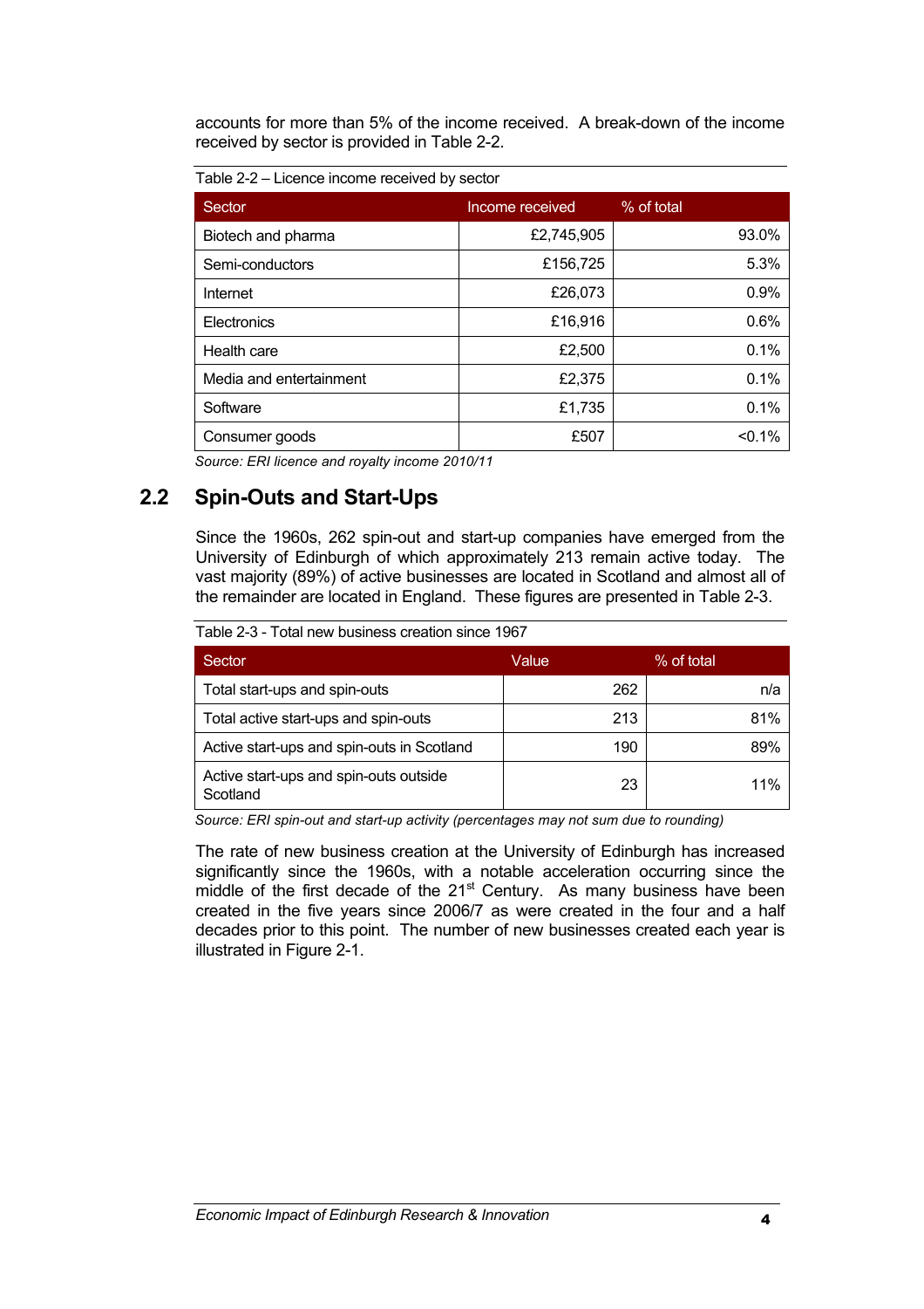accounts for more than 5% of the income received. A break-down of the income received by sector is provided in Table 2-2.

Table 2-2 – Licence income received by sector

| Sector | Income received | % of total |
|---|---|---|
| Biotech and pharma | £2,745,905 | 93.0% |
| Semi-conductors | £156,725 | 5.3% |
| Internet | £26,073 | 0.9% |
| Electronics | £16,916 | 0.6% |
| Health care | £2,500 | 0.1% |
| Media and entertainment | £2,375 | 0.1% |
| Software | £1,735 | 0.1% |
| Consumer goods | £507 | <0.1% |

*Source: ERI licence and royalty income 2010/11*

## 2.2 Spin-Outs and Start-Ups

Since the 1960s, 262 spin-out and start-up companies have emerged from the University of Edinburgh of which approximately 213 remain active today. The vast majority (89%) of active businesses are located in Scotland and almost all of the remainder are located in England. These figures are presented in Table 2-3.

Table 2-3 - Total new business creation since 1967

| Sector | Value | % of total |
|---|---|---|
| Total start-ups and spin-outs | 262 | n/a |
| Total active start-ups and spin-outs | 213 | 81% |
| Active start-ups and spin-outs in Scotland | 190 | 89% |
| Active start-ups and spin-outs outside Scotland | 23 | 11% |

*Source: ERI spin-out and start-up activity (percentages may not sum due to rounding)*

The rate of new business creation at the University of Edinburgh has increased significantly since the 1960s, with a notable acceleration occurring since the middle of the first decade of the 21st Century. As many business have been created in the five years since 2006/7 as were created in the four and a half decades prior to this point. The number of new businesses created each year is illustrated in Figure 2-1.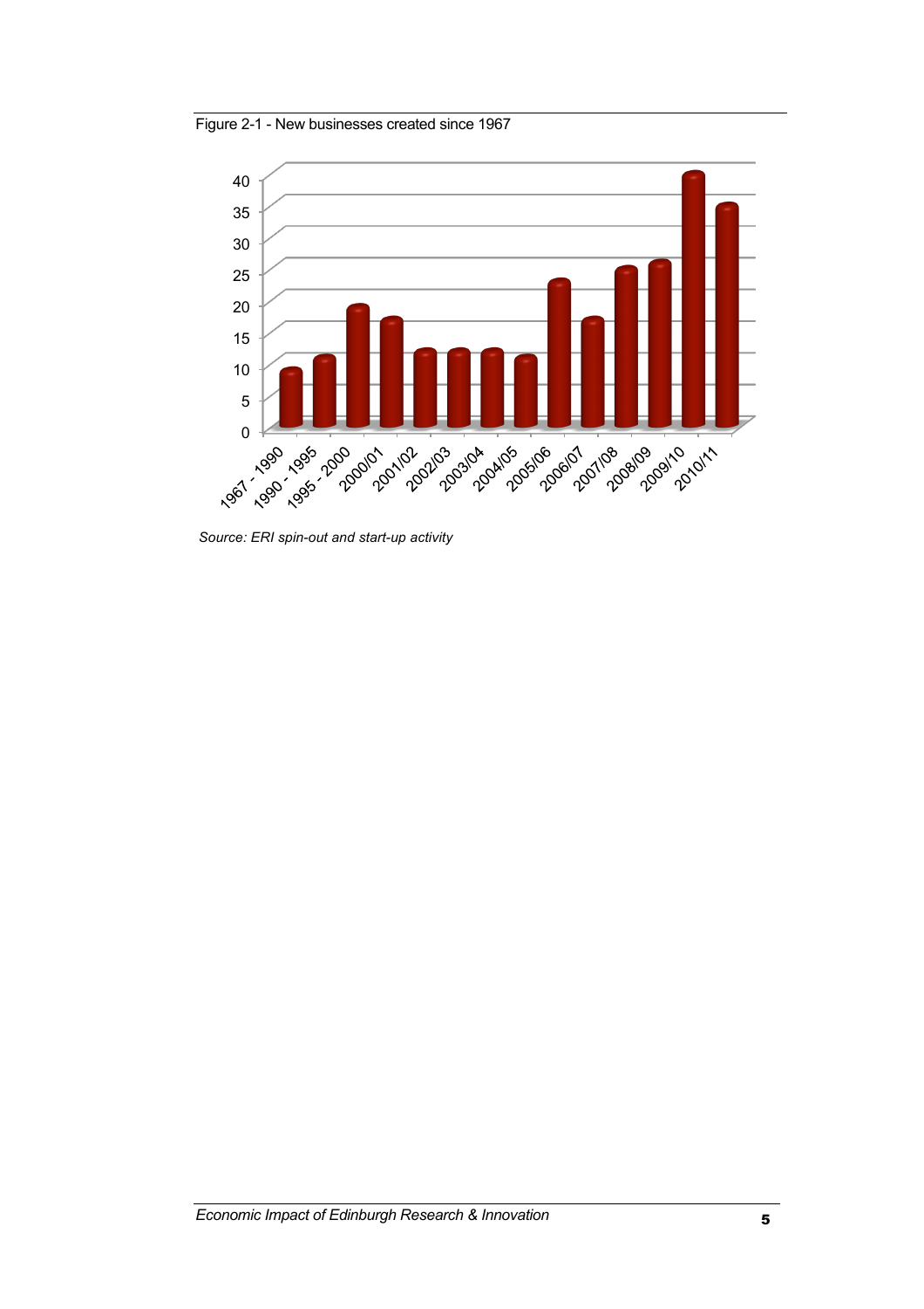Figure 2-1 - New businesses created since 1967

*Source: ERI spin-out and start-up activity*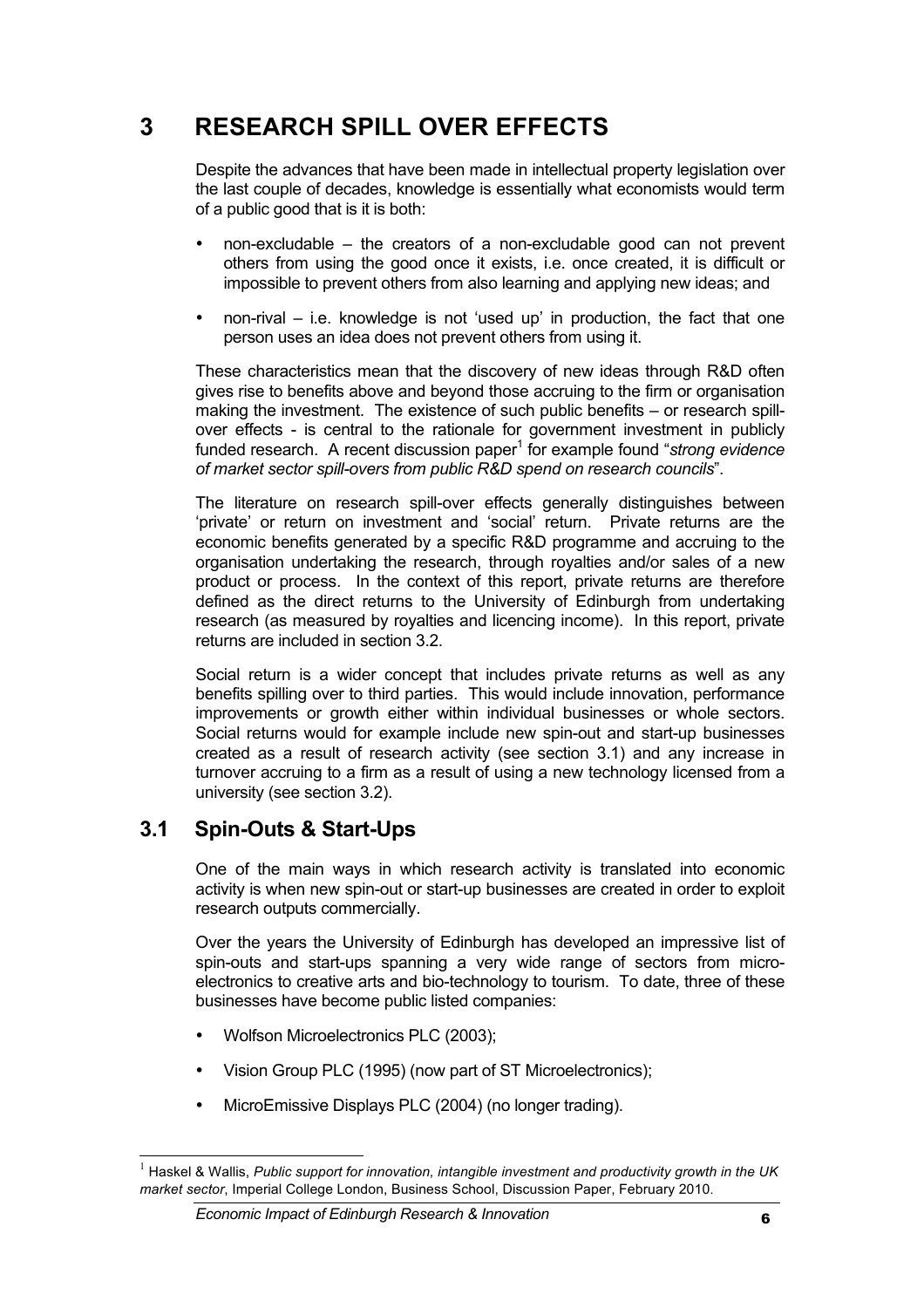# 3 RESEARCH SPILL OVER EFFECTS

Despite the advances that have been made in intellectual property legislation over the last couple of decades, knowledge is essentially what economists would term of a public good that is it is both:

- non-excludable – the creators of a non-excludable good can not prevent others from using the good once it exists, i.e. once created, it is difficult or impossible to prevent others from also learning and applying new ideas; and
- non-rival – i.e. knowledge is not 'used up' in production, the fact that one person uses an idea does not prevent others from using it.

These characteristics mean that the discovery of new ideas through R&D often gives rise to benefits above and beyond those accruing to the firm or organisation making the investment. The existence of such public benefits – or research spill-over effects - is central to the rationale for government investment in publicly funded research. A recent discussion paper[1] for example found "*strong evidence of market sector spill-overs from public R&D spend on research councils*".

The literature on research spill-over effects generally distinguishes between 'private' or return on investment and 'social' return. Private returns are the economic benefits generated by a specific R&D programme and accruing to the organisation undertaking the research, through royalties and/or sales of a new product or process. In the context of this report, private returns are therefore defined as the direct returns to the University of Edinburgh from undertaking research (as measured by royalties and licencing income). In this report, private returns are included in section 3.2.

Social return is a wider concept that includes private returns as well as any benefits spilling over to third parties. This would include innovation, performance improvements or growth either within individual businesses or whole sectors. Social returns would for example include new spin-out and start-up businesses created as a result of research activity (see section 3.1) and any increase in turnover accruing to a firm as a result of using a new technology licensed from a university (see section 3.2).

## 3.1 Spin-Outs & Start-Ups

One of the main ways in which research activity is translated into economic activity is when new spin-out or start-up businesses are created in order to exploit research outputs commercially.

Over the years the University of Edinburgh has developed an impressive list of spin-outs and start-ups spanning a very wide range of sectors from micro-electronics to creative arts and bio-technology to tourism. To date, three of these businesses have become public listed companies:

- Wolfson Microelectronics PLC (2003);
- Vision Group PLC (1995) (now part of ST Microelectronics);
- MicroEmissive Displays PLC (2004) (no longer trading).

---

[1] Haskel & Wallis, *Public support for innovation, intangible investment and productivity growth in the UK market sector*, Imperial College London, Business School, Discussion Paper, February 2010.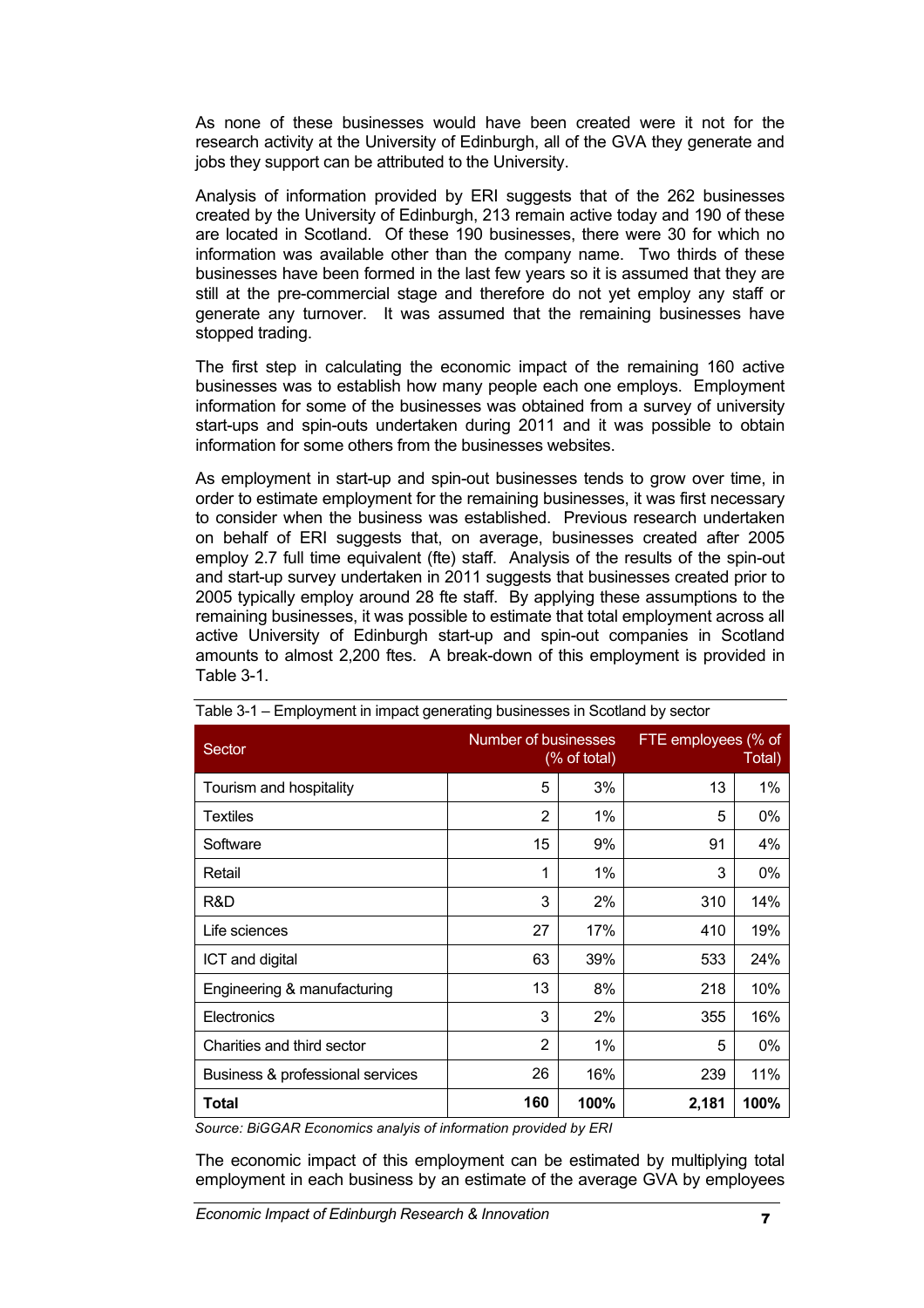As none of these businesses would have been created were it not for the research activity at the University of Edinburgh, all of the GVA they generate and jobs they support can be attributed to the University.

Analysis of information provided by ERI suggests that of the 262 businesses created by the University of Edinburgh, 213 remain active today and 190 of these are located in Scotland. Of these 190 businesses, there were 30 for which no information was available other than the company name. Two thirds of these businesses have been formed in the last few years so it is assumed that they are still at the pre-commercial stage and therefore do not yet employ any staff or generate any turnover. It was assumed that the remaining businesses have stopped trading.

The first step in calculating the economic impact of the remaining 160 active businesses was to establish how many people each one employs. Employment information for some of the businesses was obtained from a survey of university start-ups and spin-outs undertaken during 2011 and it was possible to obtain information for some others from the businesses websites.

As employment in start-up and spin-out businesses tends to grow over time, in order to estimate employment for the remaining businesses, it was first necessary to consider when the business was established. Previous research undertaken on behalf of ERI suggests that, on average, businesses created after 2005 employ 2.7 full time equivalent (fte) staff. Analysis of the results of the spin-out and start-up survey undertaken in 2011 suggests that businesses created prior to 2005 typically employ around 28 fte staff. By applying these assumptions to the remaining businesses, it was possible to estimate that total employment across all active University of Edinburgh start-up and spin-out companies in Scotland amounts to almost 2,200 ftes. A break-down of this employment is provided in Table 3-1.

Table 3-1 – Employment in impact generating businesses in Scotland by sector

| Sector | Number of businesses (% of total) | | FTE employees (% of Total) | |
|---|---|---|---|---|
| Tourism and hospitality | 5 | 3% | 13 | 1% |
| Textiles | 2 | 1% | 5 | 0% |
| Software | 15 | 9% | 91 | 4% |
| Retail | 1 | 1% | 3 | 0% |
| R&D | 3 | 2% | 310 | 14% |
| Life sciences | 27 | 17% | 410 | 19% |
| ICT and digital | 63 | 39% | 533 | 24% |
| Engineering & manufacturing | 13 | 8% | 218 | 10% |
| Electronics | 3 | 2% | 355 | 16% |
| Charities and third sector | 2 | 1% | 5 | 0% |
| Business & professional services | 26 | 16% | 239 | 11% |
| **Total** | **160** | **100%** | **2,181** | **100%** |

*Source: BiGGAR Economics analyis of information provided by ERI*

The economic impact of this employment can be estimated by multiplying total employment in each business by an estimate of the average GVA by employees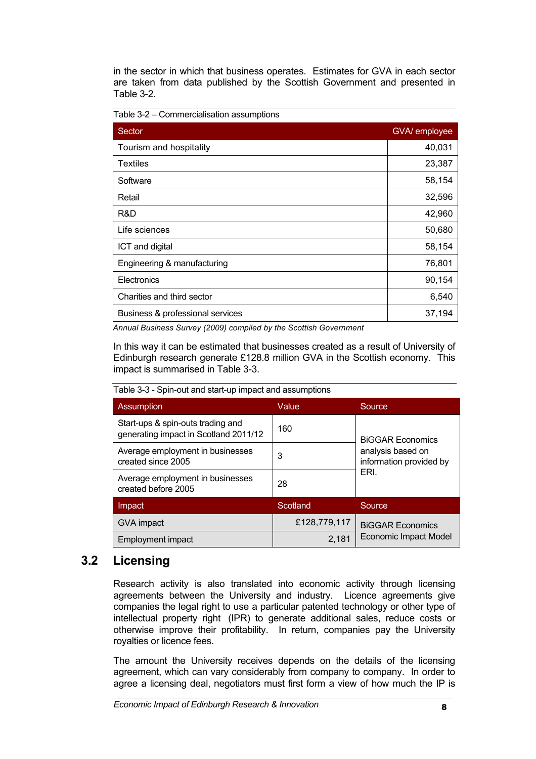in the sector in which that business operates. Estimates for GVA in each sector are taken from data published by the Scottish Government and presented in Table 3-2.

Table 3-2 – Commercialisation assumptions

| Sector | GVA/ employee |
|---|---|
| Tourism and hospitality | 40,031 |
| Textiles | 23,387 |
| Software | 58,154 |
| Retail | 32,596 |
| R&D | 42,960 |
| Life sciences | 50,680 |
| ICT and digital | 58,154 |
| Engineering & manufacturing | 76,801 |
| Electronics | 90,154 |
| Charities and third sector | 6,540 |
| Business & professional services | 37,194 |

*Annual Business Survey (2009) compiled by the Scottish Government*

In this way it can be estimated that businesses created as a result of University of Edinburgh research generate £128.8 million GVA in the Scottish economy. This impact is summarised in Table 3-3.

Table 3-3 - Spin-out and start-up impact and assumptions

| Assumption | Value | Source |
|---|---|---|
| Start-ups & spin-outs trading and generating impact in Scotland 2011/12 | 160 | BiGGAR Economics analysis based on information provided by ERI. |
| Average employment in businesses created since 2005 | 3 | |
| Average employment in businesses created before 2005 | 28 | |
| **Impact** | **Scotland** | **Source** |
| GVA impact | £128,779,117 | BiGGAR Economics Economic Impact Model |
| Employment impact | 2,181 | |

## 3.2 Licensing

Research activity is also translated into economic activity through licensing agreements between the University and industry. Licence agreements give companies the legal right to use a particular patented technology or other type of intellectual property right (IPR) to generate additional sales, reduce costs or otherwise improve their profitability. In return, companies pay the University royalties or licence fees.

The amount the University receives depends on the details of the licensing agreement, which can vary considerably from company to company. In order to agree a licensing deal, negotiators must first form a view of how much the IP is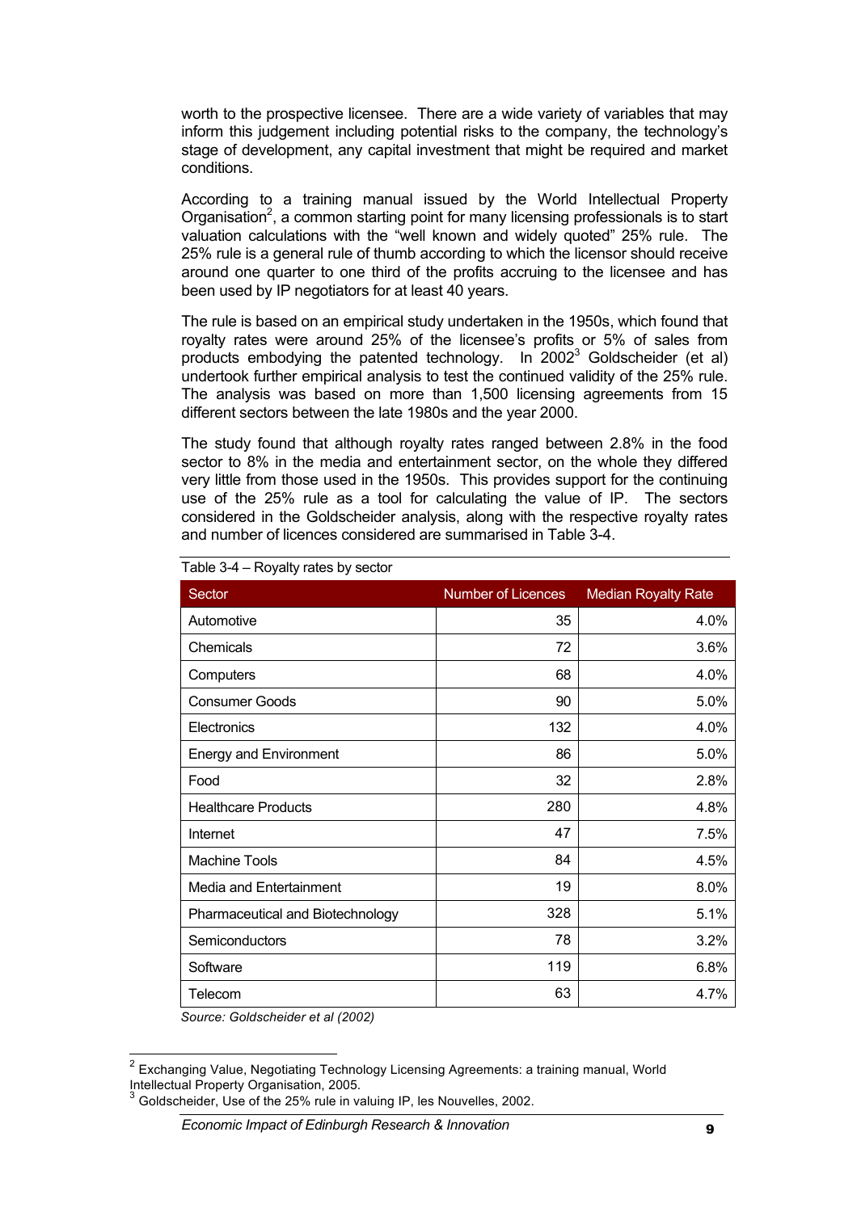worth to the prospective licensee. There are a wide variety of variables that may inform this judgement including potential risks to the company, the technology's stage of development, any capital investment that might be required and market conditions.

According to a training manual issued by the World Intellectual Property Organisation[2], a common starting point for many licensing professionals is to start valuation calculations with the "well known and widely quoted" 25% rule. The 25% rule is a general rule of thumb according to which the licensor should receive around one quarter to one third of the profits accruing to the licensee and has been used by IP negotiators for at least 40 years.

The rule is based on an empirical study undertaken in the 1950s, which found that royalty rates were around 25% of the licensee's profits or 5% of sales from products embodying the patented technology. In 2002[3] Goldscheider (et al) undertook further empirical analysis to test the continued validity of the 25% rule. The analysis was based on more than 1,500 licensing agreements from 15 different sectors between the late 1980s and the year 2000.

The study found that although royalty rates ranged between 2.8% in the food sector to 8% in the media and entertainment sector, on the whole they differed very little from those used in the 1950s. This provides support for the continuing use of the 25% rule as a tool for calculating the value of IP. The sectors considered in the Goldscheider analysis, along with the respective royalty rates and number of licences considered are summarised in Table 3-4.

Table 3-4 – Royalty rates by sector

| Sector | Number of Licences | Median Royalty Rate |
|---|---|---|
| Automotive | 35 | 4.0% |
| Chemicals | 72 | 3.6% |
| Computers | 68 | 4.0% |
| Consumer Goods | 90 | 5.0% |
| Electronics | 132 | 4.0% |
| Energy and Environment | 86 | 5.0% |
| Food | 32 | 2.8% |
| Healthcare Products | 280 | 4.8% |
| Internet | 47 | 7.5% |
| Machine Tools | 84 | 4.5% |
| Media and Entertainment | 19 | 8.0% |
| Pharmaceutical and Biotechnology | 328 | 5.1% |
| Semiconductors | 78 | 3.2% |
| Software | 119 | 6.8% |
| Telecom | 63 | 4.7% |

*Source: Goldscheider et al (2002)*

[2] Exchanging Value, Negotiating Technology Licensing Agreements: a training manual, World Intellectual Property Organisation, 2005.

[3] Goldscheider, Use of the 25% rule in valuing IP, les Nouvelles, 2002.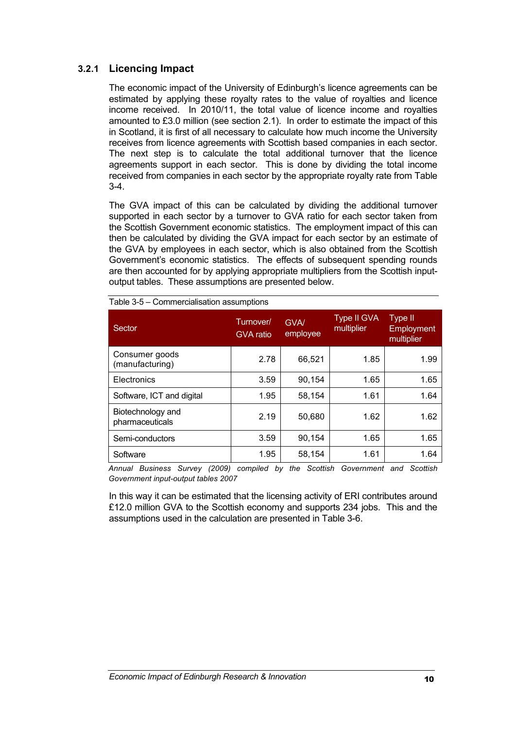### 3.2.1 Licencing Impact

The economic impact of the University of Edinburgh's licence agreements can be estimated by applying these royalty rates to the value of royalties and licence income received. In 2010/11, the total value of licence income and royalties amounted to £3.0 million (see section 2.1). In order to estimate the impact of this in Scotland, it is first of all necessary to calculate how much income the University receives from licence agreements with Scottish based companies in each sector. The next step is to calculate the total additional turnover that the licence agreements support in each sector. This is done by dividing the total income received from companies in each sector by the appropriate royalty rate from Table 3-4.

The GVA impact of this can be calculated by dividing the additional turnover supported in each sector by a turnover to GVA ratio for each sector taken from the Scottish Government economic statistics. The employment impact of this can then be calculated by dividing the GVA impact for each sector by an estimate of the GVA by employees in each sector, which is also obtained from the Scottish Government's economic statistics. The effects of subsequent spending rounds are then accounted for by applying appropriate multipliers from the Scottish input-output tables. These assumptions are presented below.

Table 3-5 – Commercialisation assumptions

| Sector | Turnover/ GVA ratio | GVA/ employee | Type II GVA multiplier | Type II Employment multiplier |
|---|---|---|---|---|
| Consumer goods (manufacturing) | 2.78 | 66,521 | 1.85 | 1.99 |
| Electronics | 3.59 | 90,154 | 1.65 | 1.65 |
| Software, ICT and digital | 1.95 | 58,154 | 1.61 | 1.64 |
| Biotechnology and pharmaceuticals | 2.19 | 50,680 | 1.62 | 1.62 |
| Semi-conductors | 3.59 | 90,154 | 1.65 | 1.65 |
| Software | 1.95 | 58,154 | 1.61 | 1.64 |

*Annual Business Survey (2009) compiled by the Scottish Government and Scottish Government input-output tables 2007*

In this way it can be estimated that the licensing activity of ERI contributes around £12.0 million GVA to the Scottish economy and supports 234 jobs. This and the assumptions used in the calculation are presented in Table 3-6.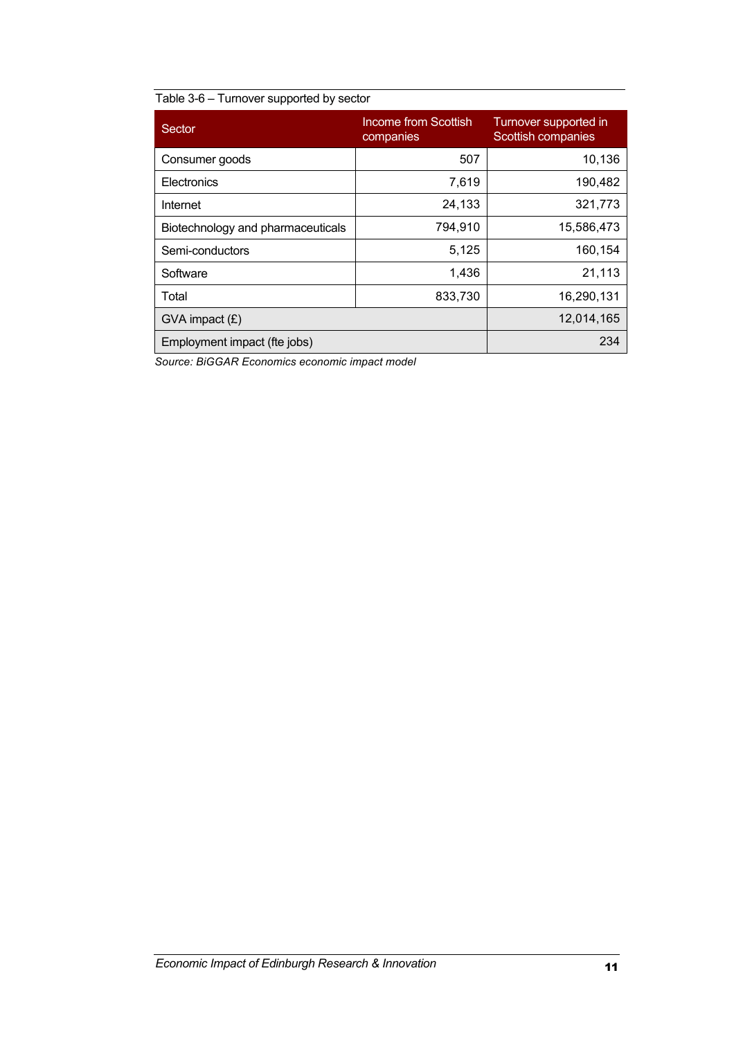Table 3-6 – Turnover supported by sector

| Sector | Income from Scottish companies | Turnover supported in Scottish companies |
|---|---|---|
| Consumer goods | 507 | 10,136 |
| Electronics | 7,619 | 190,482 |
| Internet | 24,133 | 321,773 |
| Biotechnology and pharmaceuticals | 794,910 | 15,586,473 |
| Semi-conductors | 5,125 | 160,154 |
| Software | 1,436 | 21,113 |
| Total | 833,730 | 16,290,131 |
| GVA impact (£) | | 12,014,165 |
| Employment impact (fte jobs) | | 234 |

*Source: BiGGAR Economics economic impact model*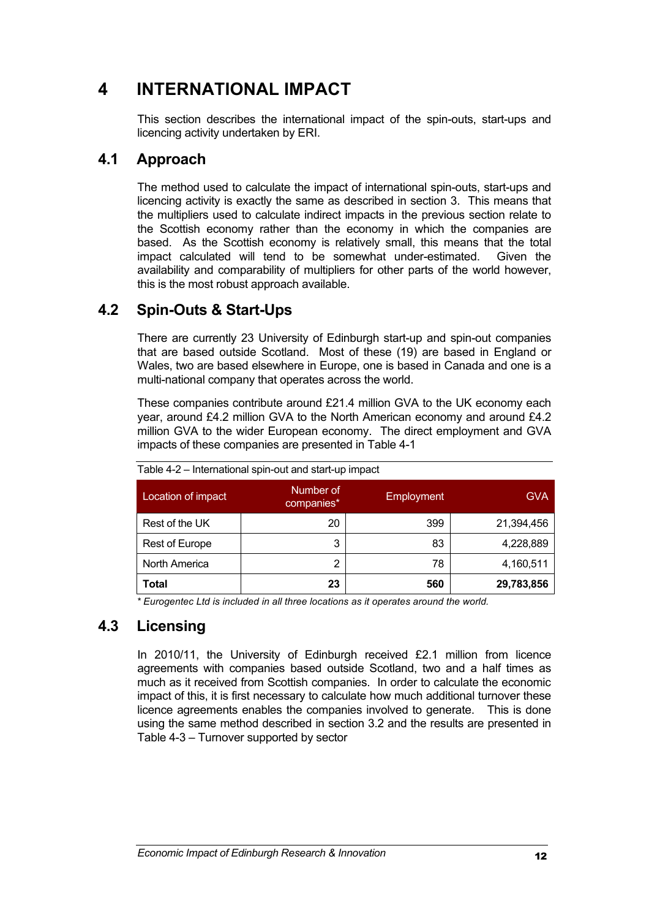# 4 INTERNATIONAL IMPACT

This section describes the international impact of the spin-outs, start-ups and licencing activity undertaken by ERI.

## 4.1 Approach

The method used to calculate the impact of international spin-outs, start-ups and licencing activity is exactly the same as described in section 3. This means that the multipliers used to calculate indirect impacts in the previous section relate to the Scottish economy rather than the economy in which the companies are based. As the Scottish economy is relatively small, this means that the total impact calculated will tend to be somewhat under-estimated. Given the availability and comparability of multipliers for other parts of the world however, this is the most robust approach available.

## 4.2 Spin-Outs & Start-Ups

There are currently 23 University of Edinburgh start-up and spin-out companies that are based outside Scotland. Most of these (19) are based in England or Wales, two are based elsewhere in Europe, one is based in Canada and one is a multi-national company that operates across the world.

These companies contribute around £21.4 million GVA to the UK economy each year, around £4.2 million GVA to the North American economy and around £4.2 million GVA to the wider European economy. The direct employment and GVA impacts of these companies are presented in Table 4-1

Table 4-2 – International spin-out and start-up impact

| Location of impact | Number of companies* | Employment | GVA |
|---|---|---|---|
| Rest of the UK | 20 | 399 | 21,394,456 |
| Rest of Europe | 3 | 83 | 4,228,889 |
| North America | 2 | 78 | 4,160,511 |
| **Total** | **23** | **560** | **29,783,856** |

*\* Eurogentec Ltd is included in all three locations as it operates around the world.*

## 4.3 Licensing

In 2010/11, the University of Edinburgh received £2.1 million from licence agreements with companies based outside Scotland, two and a half times as much as it received from Scottish companies. In order to calculate the economic impact of this, it is first necessary to calculate how much additional turnover these licence agreements enables the companies involved to generate. This is done using the same method described in section 3.2 and the results are presented in Table 4-3 – Turnover supported by sector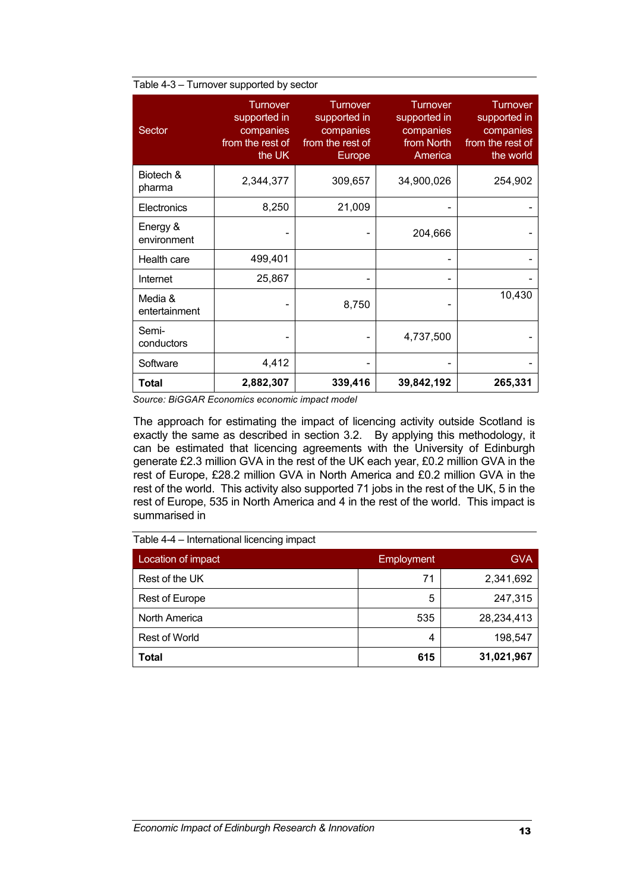Table 4-3 – Turnover supported by sector

| Sector | Turnover supported in companies from the rest of the UK | Turnover supported in companies from the rest of Europe | Turnover supported in companies from North America | Turnover supported in companies from the rest of the world |
|---|---|---|---|---|
| Biotech & pharma | 2,344,377 | 309,657 | 34,900,026 | 254,902 |
| Electronics | 8,250 | 21,009 | - | - |
| Energy & environment | - | - | 204,666 | - |
| Health care | 499,401 | | - | - |
| Internet | 25,867 | - | - | - |
| Media & entertainment | - | 8,750 | - | 10,430 |
| Semi-conductors | - | - | 4,737,500 | - |
| Software | 4,412 | - | - | - |
| **Total** | **2,882,307** | **339,416** | **39,842,192** | **265,331** |

*Source: BiGGAR Economics economic impact model*

The approach for estimating the impact of licencing activity outside Scotland is exactly the same as described in section 3.2. By applying this methodology, it can be estimated that licencing agreements with the University of Edinburgh generate £2.3 million GVA in the rest of the UK each year, £0.2 million GVA in the rest of Europe, £28.2 million GVA in North America and £0.2 million GVA in the rest of the world. This activity also supported 71 jobs in the rest of the UK, 5 in the rest of Europe, 535 in North America and 4 in the rest of the world. This impact is summarised in

Table 4-4 – International licencing impact

| Location of impact | Employment | GVA |
|---|---|---|
| Rest of the UK | 71 | 2,341,692 |
| Rest of Europe | 5 | 247,315 |
| North America | 535 | 28,234,413 |
| Rest of World | 4 | 198,547 |
| **Total** | **615** | **31,021,967** |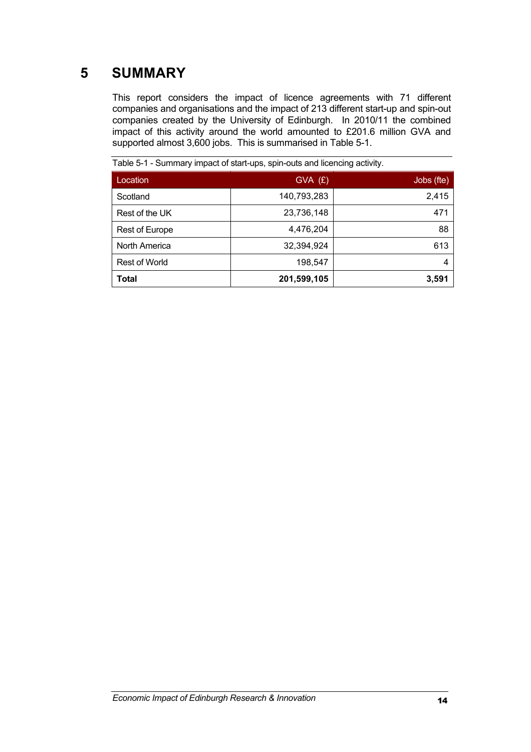# 5 SUMMARY

This report considers the impact of licence agreements with 71 different companies and organisations and the impact of 213 different start-up and spin-out companies created by the University of Edinburgh. In 2010/11 the combined impact of this activity around the world amounted to £201.6 million GVA and supported almost 3,600 jobs. This is summarised in Table 5-1.

Table 5-1 - Summary impact of start-ups, spin-outs and licencing activity.

| Location | GVA (£) | Jobs (fte) |
|---|---:|---:|
| Scotland | 140,793,283 | 2,415 |
| Rest of the UK | 23,736,148 | 471 |
| Rest of Europe | 4,476,204 | 88 |
| North America | 32,394,924 | 613 |
| Rest of World | 198,547 | 4 |
| **Total** | **201,599,105** | **3,591** |